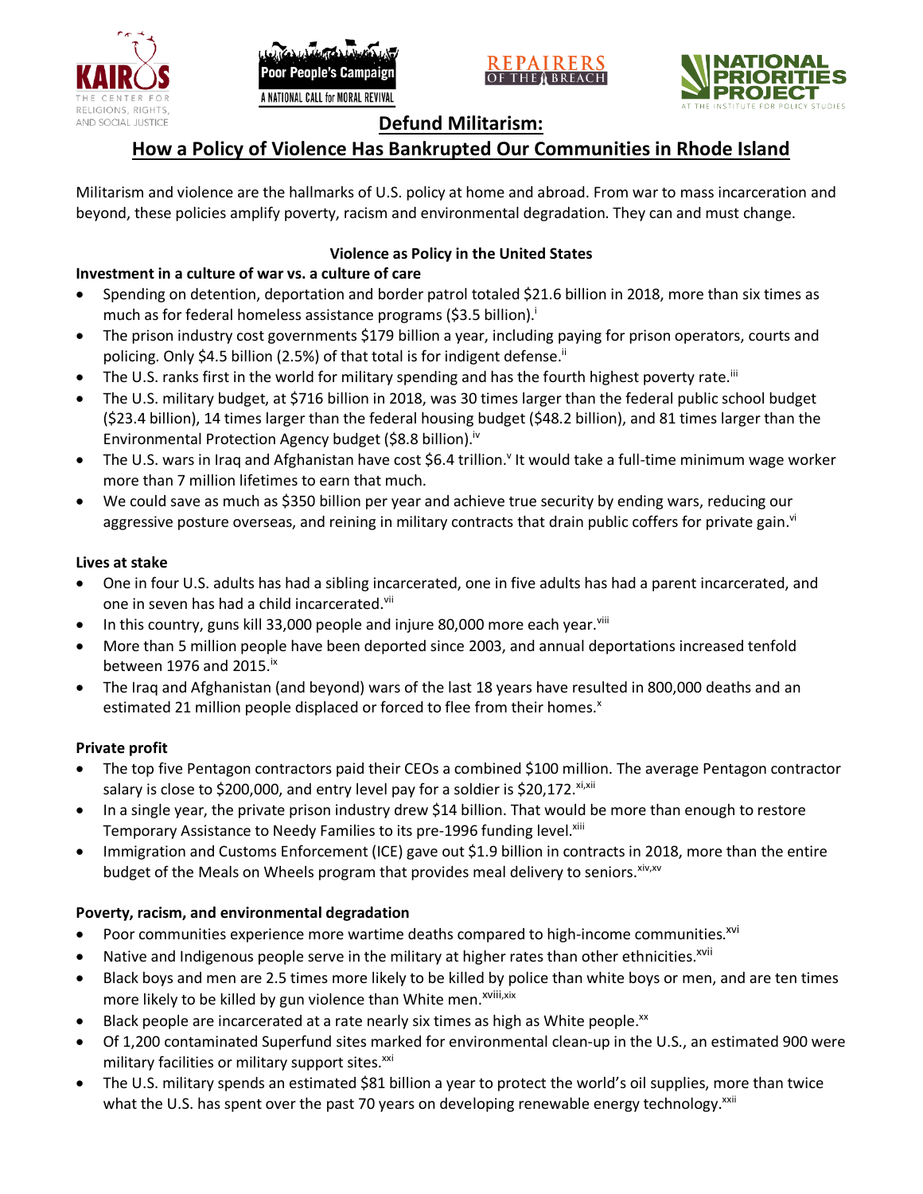# Defund Militarism:

## How a Policy of Violence Has Bankrupted Our Communities in Rhode Island

Militarism and violence are the hallmarks of U.S. policy at home and abroad. From war to mass incarceration and beyond, these policies amplify poverty, racism and environmental degradation. They can and must change.

### Violence as Policy in the United States

**Investment in a culture of war vs. a culture of care**

- Spending on detention, deportation and border patrol totaled $21.6 billion in 2018, more than six times as much as for federal homeless assistance programs ($3.5 billion).[i]
- The prison industry cost governments $179 billion a year, including paying for prison operators, courts and policing. Only $4.5 billion (2.5%) of that total is for indigent defense.[ii]
- The U.S. ranks first in the world for military spending and has the fourth highest poverty rate.[iii]
- The U.S. military budget, at $716 billion in 2018, was 30 times larger than the federal public school budget ($23.4 billion), 14 times larger than the federal housing budget ($48.2 billion), and 81 times larger than the Environmental Protection Agency budget ($8.8 billion).[iv]
- The U.S. wars in Iraq and Afghanistan have cost $6.4 trillion.[v] It would take a full-time minimum wage worker more than 7 million lifetimes to earn that much.
- We could save as much as $350 billion per year and achieve true security by ending wars, reducing our aggressive posture overseas, and reining in military contracts that drain public coffers for private gain.[vi]

**Lives at stake**

- One in four U.S. adults has had a sibling incarcerated, one in five adults has had a parent incarcerated, and one in seven has had a child incarcerated.[vii]
- In this country, guns kill 33,000 people and injure 80,000 more each year.[viii]
- More than 5 million people have been deported since 2003, and annual deportations increased tenfold between 1976 and 2015.[ix]
- The Iraq and Afghanistan (and beyond) wars of the last 18 years have resulted in 800,000 deaths and an estimated 21 million people displaced or forced to flee from their homes.[x]

**Private profit**

- The top five Pentagon contractors paid their CEOs a combined $100 million. The average Pentagon contractor salary is close to $200,000, and entry level pay for a soldier is $20,172.[xi,xii]
- In a single year, the private prison industry drew $14 billion. That would be more than enough to restore Temporary Assistance to Needy Families to its pre-1996 funding level.[xiii]
- Immigration and Customs Enforcement (ICE) gave out $1.9 billion in contracts in 2018, more than the entire budget of the Meals on Wheels program that provides meal delivery to seniors.[xiv,xv]

**Poverty, racism, and environmental degradation**

- Poor communities experience more wartime deaths compared to high-income communities.[xvi]
- Native and Indigenous people serve in the military at higher rates than other ethnicities.[xvii]
- Black boys and men are 2.5 times more likely to be killed by police than white boys or men, and are ten times more likely to be killed by gun violence than White men.[xviii,xix]
- Black people are incarcerated at a rate nearly six times as high as White people.[xx]
- Of 1,200 contaminated Superfund sites marked for environmental clean-up in the U.S., an estimated 900 were military facilities or military support sites.[xxi]
- The U.S. military spends an estimated $81 billion a year to protect the world's oil supplies, more than twice what the U.S. has spent over the past 70 years on developing renewable energy technology.[xxii]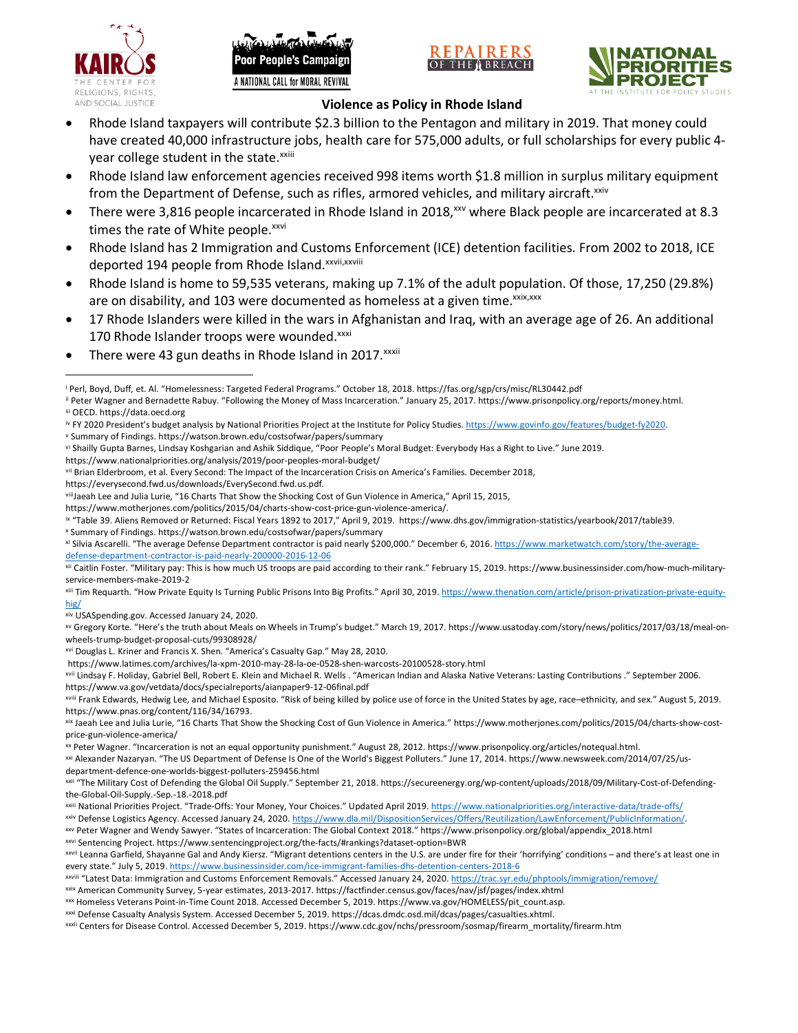## Violence as Policy in Rhode Island

- Rhode Island taxpayers will contribute $2.3 billion to the Pentagon and military in 2019. That money could have created 40,000 infrastructure jobs, health care for 575,000 adults, or full scholarships for every public 4-year college student in the state.[xxiii]
- Rhode Island law enforcement agencies received 998 items worth $1.8 million in surplus military equipment from the Department of Defense, such as rifles, armored vehicles, and military aircraft.[xxiv]
- There were 3,816 people incarcerated in Rhode Island in 2018,[xxv] where Black people are incarcerated at 8.3 times the rate of White people.[xxvi]
- Rhode Island has 2 Immigration and Customs Enforcement (ICE) detention facilities. From 2002 to 2018, ICE deported 194 people from Rhode Island.[xxvii,xxviii]
- Rhode Island is home to 59,535 veterans, making up 7.1% of the adult population. Of those, 17,250 (29.8%) are on disability, and 103 were documented as homeless at a given time.[xxix,xxx]
- 17 Rhode Islanders were killed in the wars in Afghanistan and Iraq, with an average age of 26. An additional 170 Rhode Islander troops were wounded.[xxxi]
- There were 43 gun deaths in Rhode Island in 2017.[xxxii]

---

[i] Perl, Boyd, Duff, et. Al. "Homelessness: Targeted Federal Programs." October 18, 2018. https://fas.org/sgp/crs/misc/RL30442.pdf

[ii] Peter Wagner and Bernadette Rabuy. "Following the Money of Mass Incarceration." January 25, 2017. https://www.prisonpolicy.org/reports/money.html.

[iii] OECD. https://data.oecd.org

[iv] FY 2020 President's budget analysis by National Priorities Project at the Institute for Policy Studies. https://www.govinfo.gov/features/budget-fy2020.

[v] Summary of Findings. https://watson.brown.edu/costsofwar/papers/summary

[vi] Shailly Gupta Barnes, Lindsay Koshgarian and Ashik Siddique, "Poor People's Moral Budget: Everybody Has a Right to Live." June 2019. https://www.nationalpriorities.org/analysis/2019/poor-peoples-moral-budget/

[vii] Brian Elderbroom, et al. Every Second: The Impact of the Incarceration Crisis on America's Families. December 2018, https://everysecond.fwd.us/downloads/EverySecond.fwd.us.pdf.

[viii] Jaeah Lee and Julia Lurie, "16 Charts That Show the Shocking Cost of Gun Violence in America," April 15, 2015, https://www.motherjones.com/politics/2015/04/charts-show-cost-price-gun-violence-america/.

[ix] "Table 39. Aliens Removed or Returned: Fiscal Years 1892 to 2017," April 9, 2019. https://www.dhs.gov/immigration-statistics/yearbook/2017/table39.

[x] Summary of Findings. https://watson.brown.edu/costsofwar/papers/summary

[xi] Silvia Ascarelli. "The average Defense Department contractor is paid nearly $200,000." December 6, 2016. https://www.marketwatch.com/story/the-average-defense-department-contractor-is-paid-nearly-200000-2016-12-06

[xii] Caitlin Foster. "Military pay: This is how much US troops are paid according to their rank." February 15, 2019. https://www.businessinsider.com/how-much-military-service-members-make-2019-2

[xiii] Tim Requarth. "How Private Equity Is Turning Public Prisons Into Big Profits." April 30, 2019. https://www.thenation.com/article/prison-privatization-private-equity-hig/

[xiv] USASpending.gov. Accessed January 24, 2020.

[xv] Gregory Korte. "Here's the truth about Meals on Wheels in Trump's budget." March 19, 2017. https://www.usatoday.com/story/news/politics/2017/03/18/meal-on-wheels-trump-budget-proposal-cuts/99308928/

[xvi] Douglas L. Kriner and Francis X. Shen. "America's Casualty Gap." May 28, 2010. https://www.latimes.com/archives/la-xpm-2010-may-28-la-oe-0528-shen-warcosts-20100528-story.html

[xvii] Lindsay F. Holiday, Gabriel Bell, Robert E. Klein and Michael R. Wells . "American Indian and Alaska Native Veterans: Lasting Contributions ." September 2006. https://www.va.gov/vetdata/docs/specialreports/aianpaper9-12-06final.pdf

[xviii] Frank Edwards, Hedwig Lee, and Michael Esposito. "Risk of being killed by police use of force in the United States by age, race–ethnicity, and sex." August 5, 2019. https://www.pnas.org/content/116/34/16793.

[xix] Jaeah Lee and Julia Lurie, "16 Charts That Show the Shocking Cost of Gun Violence in America." https://www.motherjones.com/politics/2015/04/charts-show-cost-price-gun-violence-america/

[xx] Peter Wagner. "Incarceration is not an equal opportunity punishment." August 28, 2012. https://www.prisonpolicy.org/articles/notequal.html.

[xxi] Alexander Nazaryan. "The US Department of Defense Is One of the World's Biggest Polluters." June 17, 2014. https://www.newsweek.com/2014/07/25/us-department-defence-one-worlds-biggest-polluters-259456.html

[xxii] "The Military Cost of Defending the Global Oil Supply." September 21, 2018. https://secureenergy.org/wp-content/uploads/2018/09/Military-Cost-of-Defending-the-Global-Oil-Supply.-Sep.-18.-2018.pdf

[xxiii] National Priorities Project. "Trade-Offs: Your Money, Your Choices." Updated April 2019. https://www.nationalpriorities.org/interactive-data/trade-offs/

[xxiv] Defense Logistics Agency. Accessed January 24, 2020. https://www.dla.mil/DispositionServices/Offers/Reutilization/LawEnforcement/PublicInformation/.

[xxv] Peter Wagner and Wendy Sawyer. "States of Incarceration: The Global Context 2018." https://www.prisonpolicy.org/global/appendix_2018.html

[xxvi] Sentencing Project. https://www.sentencingproject.org/the-facts/#rankings?dataset-option=BWR

[xxvii] Leanna Garfield, Shayanne Gal and Andy Kiersz. "Migrant detentions centers in the U.S. are under fire for their 'horrifying' conditions – and there's at least one in every state." July 5, 2019. https://www.businessinsider.com/ice-immigrant-families-dhs-detention-centers-2018-6

[xxviii] "Latest Data: Immigration and Customs Enforcement Removals." Accessed January 24, 2020. https://trac.syr.edu/phptools/immigration/remove/

[xxix] American Community Survey, 5-year estimates, 2013-2017. https://factfinder.census.gov/faces/nav/jsf/pages/index.xhtml

[xxx] Homeless Veterans Point-in-Time Count 2018. Accessed December 5, 2019. https://www.va.gov/HOMELESS/pit_count.asp.

[xxxi] Defense Casualty Analysis System. Accessed December 5, 2019. https://dcas.dmdc.osd.mil/dcas/pages/casualties.xhtml.

[xxxii] Centers for Disease Control. Accessed December 5, 2019. https://www.cdc.gov/nchs/pressroom/sosmap/firearm_mortality/firearm.htm